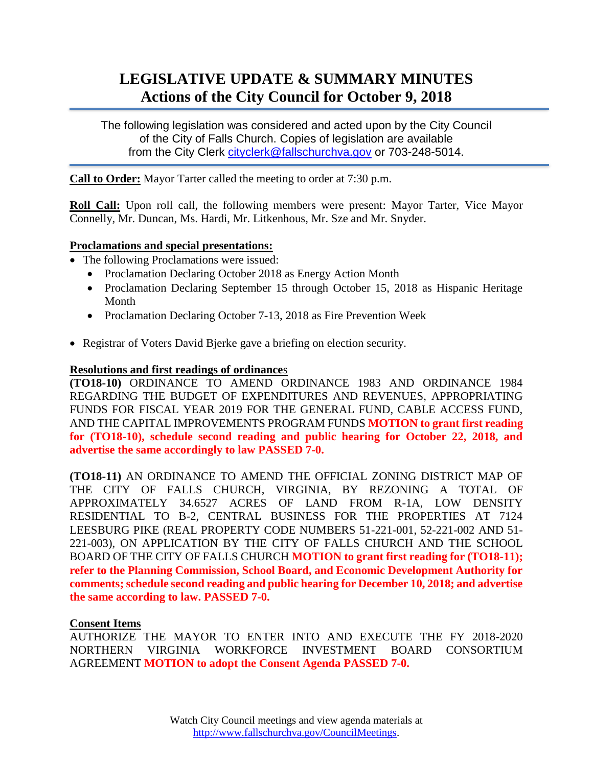# LEGISLATIVE UPDATE & SUMMARY MINUTES
## Actions of the City Council for October 9, 2018

The following legislation was considered and acted upon by the City Council of the City of Falls Church. Copies of legislation are available from the City Clerk cityclerk@fallschurchva.gov or 703-248-5014.

**Call to Order:** Mayor Tarter called the meeting to order at 7:30 p.m.

**Roll Call:** Upon roll call, the following members were present: Mayor Tarter, Vice Mayor Connelly, Mr. Duncan, Ms. Hardi, Mr. Litkenhous, Mr. Sze and Mr. Snyder.

**Proclamations and special presentations:**

- The following Proclamations were issued:
  - Proclamation Declaring October 2018 as Energy Action Month
  - Proclamation Declaring September 15 through October 15, 2018 as Hispanic Heritage Month
  - Proclamation Declaring October 7-13, 2018 as Fire Prevention Week
- Registrar of Voters David Bjerke gave a briefing on election security.

**Resolutions and first readings of ordinances**

**(TO18-10)** ORDINANCE TO AMEND ORDINANCE 1983 AND ORDINANCE 1984 REGARDING THE BUDGET OF EXPENDITURES AND REVENUES, APPROPRIATING FUNDS FOR FISCAL YEAR 2019 FOR THE GENERAL FUND, CABLE ACCESS FUND, AND THE CAPITAL IMPROVEMENTS PROGRAM FUNDS **MOTION to grant first reading for (TO18-10), schedule second reading and public hearing for October 22, 2018, and advertise the same accordingly to law PASSED 7-0.**

**(TO18-11)** AN ORDINANCE TO AMEND THE OFFICIAL ZONING DISTRICT MAP OF THE CITY OF FALLS CHURCH, VIRGINIA, BY REZONING A TOTAL OF APPROXIMATELY 34.6527 ACRES OF LAND FROM R-1A, LOW DENSITY RESIDENTIAL TO B-2, CENTRAL BUSINESS FOR THE PROPERTIES AT 7124 LEESBURG PIKE (REAL PROPERTY CODE NUMBERS 51-221-001, 52-221-002 AND 51-221-003), ON APPLICATION BY THE CITY OF FALLS CHURCH AND THE SCHOOL BOARD OF THE CITY OF FALLS CHURCH **MOTION to grant first reading for (TO18-11); refer to the Planning Commission, School Board, and Economic Development Authority for comments; schedule second reading and public hearing for December 10, 2018; and advertise the same according to law. PASSED 7-0.**

**Consent Items**

AUTHORIZE THE MAYOR TO ENTER INTO AND EXECUTE THE FY 2018-2020 NORTHERN VIRGINIA WORKFORCE INVESTMENT BOARD CONSORTIUM AGREEMENT **MOTION to adopt the Consent Agenda PASSED 7-0.**

Watch City Council meetings and view agenda materials at http://www.fallschurchva.gov/CouncilMeetings.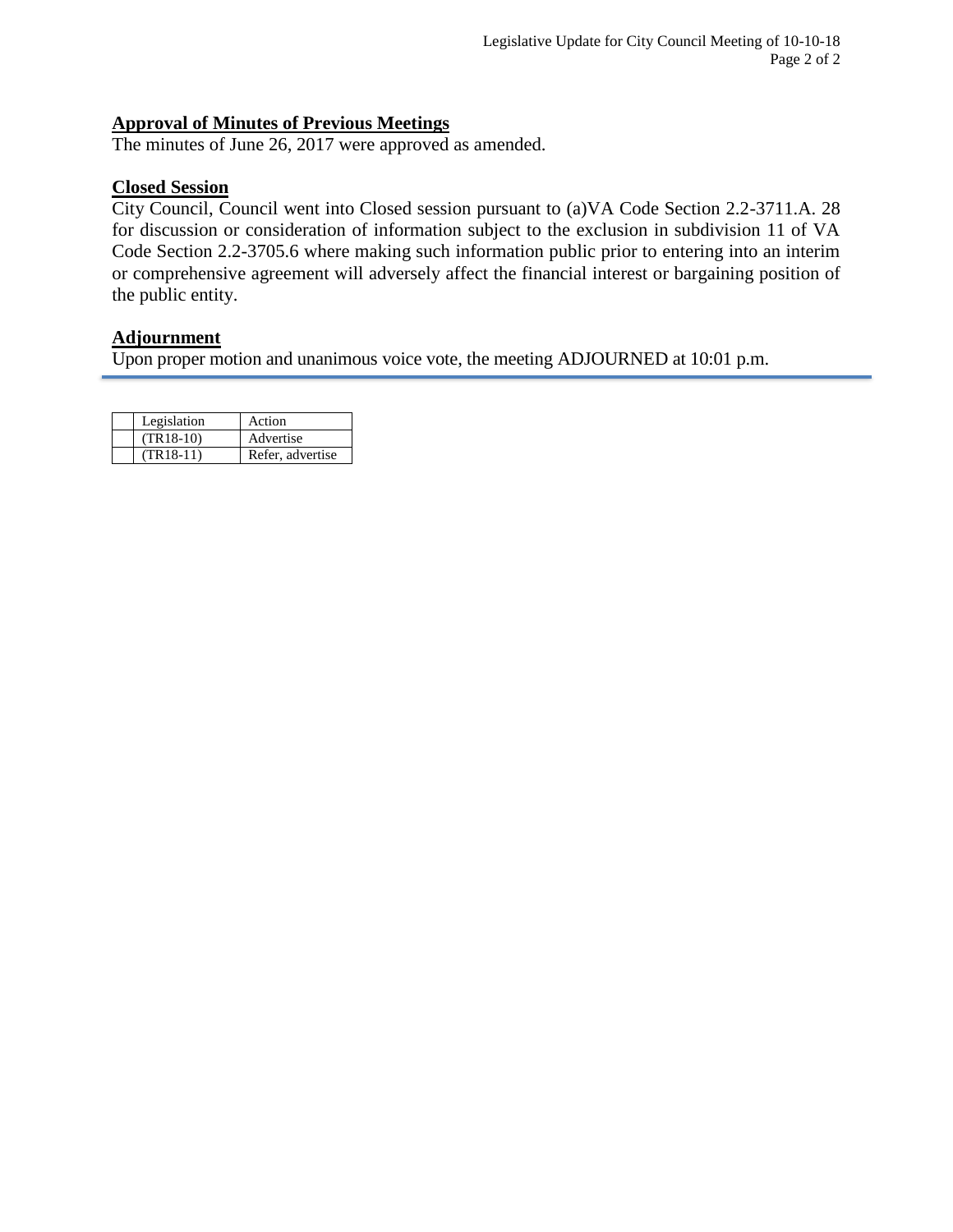## Approval of Minutes of Previous Meetings

The minutes of June 26, 2017 were approved as amended.

## Closed Session

City Council, Council went into Closed session pursuant to (a)VA Code Section 2.2-3711.A. 28 for discussion or consideration of information subject to the exclusion in subdivision 11 of VA Code Section 2.2-3705.6 where making such information public prior to entering into an interim or comprehensive agreement will adversely affect the financial interest or bargaining position of the public entity.

## Adjournment

Upon proper motion and unanimous voice vote, the meeting ADJOURNED at 10:01 p.m.

| | Legislation | Action |
|---|---|---|
| | (TR18-10) | Advertise |
| | (TR18-11) | Refer, advertise |